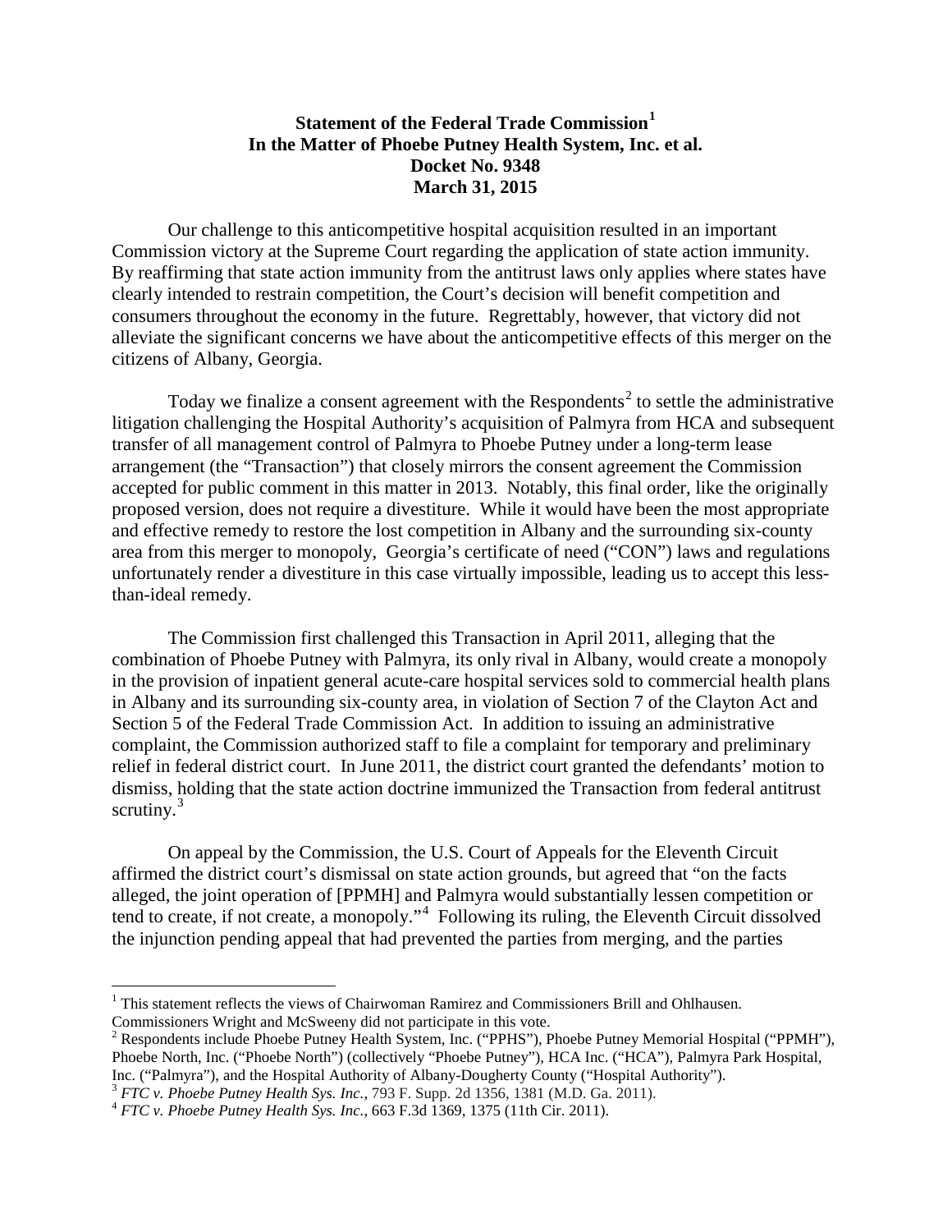**Statement of the Federal Trade Commission[1]**
**In the Matter of Phoebe Putney Health System, Inc. et al.**
**Docket No. 9348**
**March 31, 2015**

Our challenge to this anticompetitive hospital acquisition resulted in an important Commission victory at the Supreme Court regarding the application of state action immunity. By reaffirming that state action immunity from the antitrust laws only applies where states have clearly intended to restrain competition, the Court's decision will benefit competition and consumers throughout the economy in the future. Regrettably, however, that victory did not alleviate the significant concerns we have about the anticompetitive effects of this merger on the citizens of Albany, Georgia.

Today we finalize a consent agreement with the Respondents[2] to settle the administrative litigation challenging the Hospital Authority's acquisition of Palmyra from HCA and subsequent transfer of all management control of Palmyra to Phoebe Putney under a long-term lease arrangement (the "Transaction") that closely mirrors the consent agreement the Commission accepted for public comment in this matter in 2013. Notably, this final order, like the originally proposed version, does not require a divestiture. While it would have been the most appropriate and effective remedy to restore the lost competition in Albany and the surrounding six-county area from this merger to monopoly, Georgia's certificate of need ("CON") laws and regulations unfortunately render a divestiture in this case virtually impossible, leading us to accept this less-than-ideal remedy.

The Commission first challenged this Transaction in April 2011, alleging that the combination of Phoebe Putney with Palmyra, its only rival in Albany, would create a monopoly in the provision of inpatient general acute-care hospital services sold to commercial health plans in Albany and its surrounding six-county area, in violation of Section 7 of the Clayton Act and Section 5 of the Federal Trade Commission Act. In addition to issuing an administrative complaint, the Commission authorized staff to file a complaint for temporary and preliminary relief in federal district court. In June 2011, the district court granted the defendants' motion to dismiss, holding that the state action doctrine immunized the Transaction from federal antitrust scrutiny.[3]

On appeal by the Commission, the U.S. Court of Appeals for the Eleventh Circuit affirmed the district court's dismissal on state action grounds, but agreed that "on the facts alleged, the joint operation of [PPMH] and Palmyra would substantially lessen competition or tend to create, if not create, a monopoly."[4] Following its ruling, the Eleventh Circuit dissolved the injunction pending appeal that had prevented the parties from merging, and the parties

---

[1] This statement reflects the views of Chairwoman Ramirez and Commissioners Brill and Ohlhausen. Commissioners Wright and McSweeny did not participate in this vote.

[2] Respondents include Phoebe Putney Health System, Inc. ("PPHS"), Phoebe Putney Memorial Hospital ("PPMH"), Phoebe North, Inc. ("Phoebe North") (collectively "Phoebe Putney"), HCA Inc. ("HCA"), Palmyra Park Hospital, Inc. ("Palmyra"), and the Hospital Authority of Albany-Dougherty County ("Hospital Authority").

[3] *FTC v. Phoebe Putney Health Sys. Inc.*, 793 F. Supp. 2d 1356, 1381 (M.D. Ga. 2011).

[4] *FTC v. Phoebe Putney Health Sys. Inc.*, 663 F.3d 1369, 1375 (11th Cir. 2011).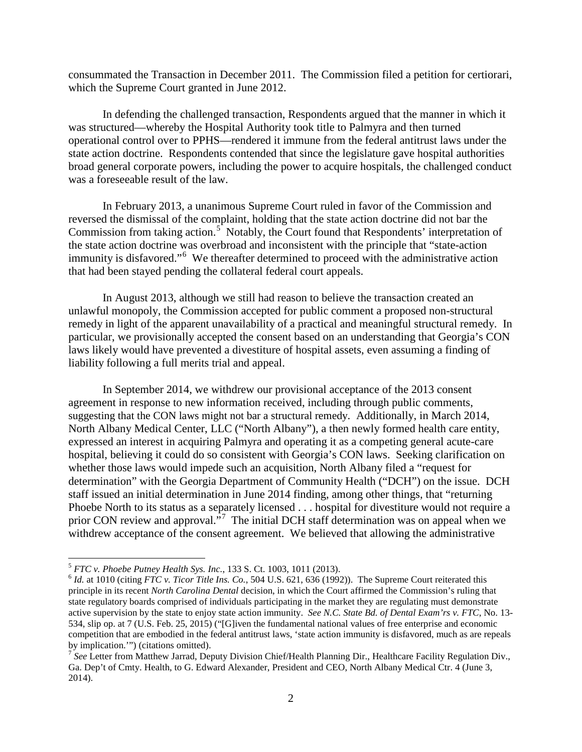consummated the Transaction in December 2011. The Commission filed a petition for certiorari, which the Supreme Court granted in June 2012.

In defending the challenged transaction, Respondents argued that the manner in which it was structured—whereby the Hospital Authority took title to Palmyra and then turned operational control over to PPHS—rendered it immune from the federal antitrust laws under the state action doctrine. Respondents contended that since the legislature gave hospital authorities broad general corporate powers, including the power to acquire hospitals, the challenged conduct was a foreseeable result of the law.

In February 2013, a unanimous Supreme Court ruled in favor of the Commission and reversed the dismissal of the complaint, holding that the state action doctrine did not bar the Commission from taking action.[5] Notably, the Court found that Respondents' interpretation of the state action doctrine was overbroad and inconsistent with the principle that "state-action immunity is disfavored."[6] We thereafter determined to proceed with the administrative action that had been stayed pending the collateral federal court appeals.

In August 2013, although we still had reason to believe the transaction created an unlawful monopoly, the Commission accepted for public comment a proposed non-structural remedy in light of the apparent unavailability of a practical and meaningful structural remedy. In particular, we provisionally accepted the consent based on an understanding that Georgia's CON laws likely would have prevented a divestiture of hospital assets, even assuming a finding of liability following a full merits trial and appeal.

In September 2014, we withdrew our provisional acceptance of the 2013 consent agreement in response to new information received, including through public comments, suggesting that the CON laws might not bar a structural remedy. Additionally, in March 2014, North Albany Medical Center, LLC ("North Albany"), a then newly formed health care entity, expressed an interest in acquiring Palmyra and operating it as a competing general acute-care hospital, believing it could do so consistent with Georgia's CON laws. Seeking clarification on whether those laws would impede such an acquisition, North Albany filed a "request for determination" with the Georgia Department of Community Health ("DCH") on the issue. DCH staff issued an initial determination in June 2014 finding, among other things, that "returning Phoebe North to its status as a separately licensed . . . hospital for divestiture would not require a prior CON review and approval."[7] The initial DCH staff determination was on appeal when we withdrew acceptance of the consent agreement. We believed that allowing the administrative

---

[5] *FTC v. Phoebe Putney Health Sys. Inc.*, 133 S. Ct. 1003, 1011 (2013).

[6] *Id.* at 1010 (citing *FTC v. Ticor Title Ins. Co.*, 504 U.S. 621, 636 (1992)). The Supreme Court reiterated this principle in its recent *North Carolina Dental* decision, in which the Court affirmed the Commission's ruling that state regulatory boards comprised of individuals participating in the market they are regulating must demonstrate active supervision by the state to enjoy state action immunity. *See N.C. State Bd. of Dental Exam'rs v. FTC*, No. 13-534, slip op. at 7 (U.S. Feb. 25, 2015) ("[G]iven the fundamental national values of free enterprise and economic competition that are embodied in the federal antitrust laws, 'state action immunity is disfavored, much as are repeals by implication.'") (citations omitted).

[7] *See* Letter from Matthew Jarrad, Deputy Division Chief/Health Planning Dir., Healthcare Facility Regulation Div., Ga. Dep't of Cmty. Health, to G. Edward Alexander, President and CEO, North Albany Medical Ctr. 4 (June 3, 2014).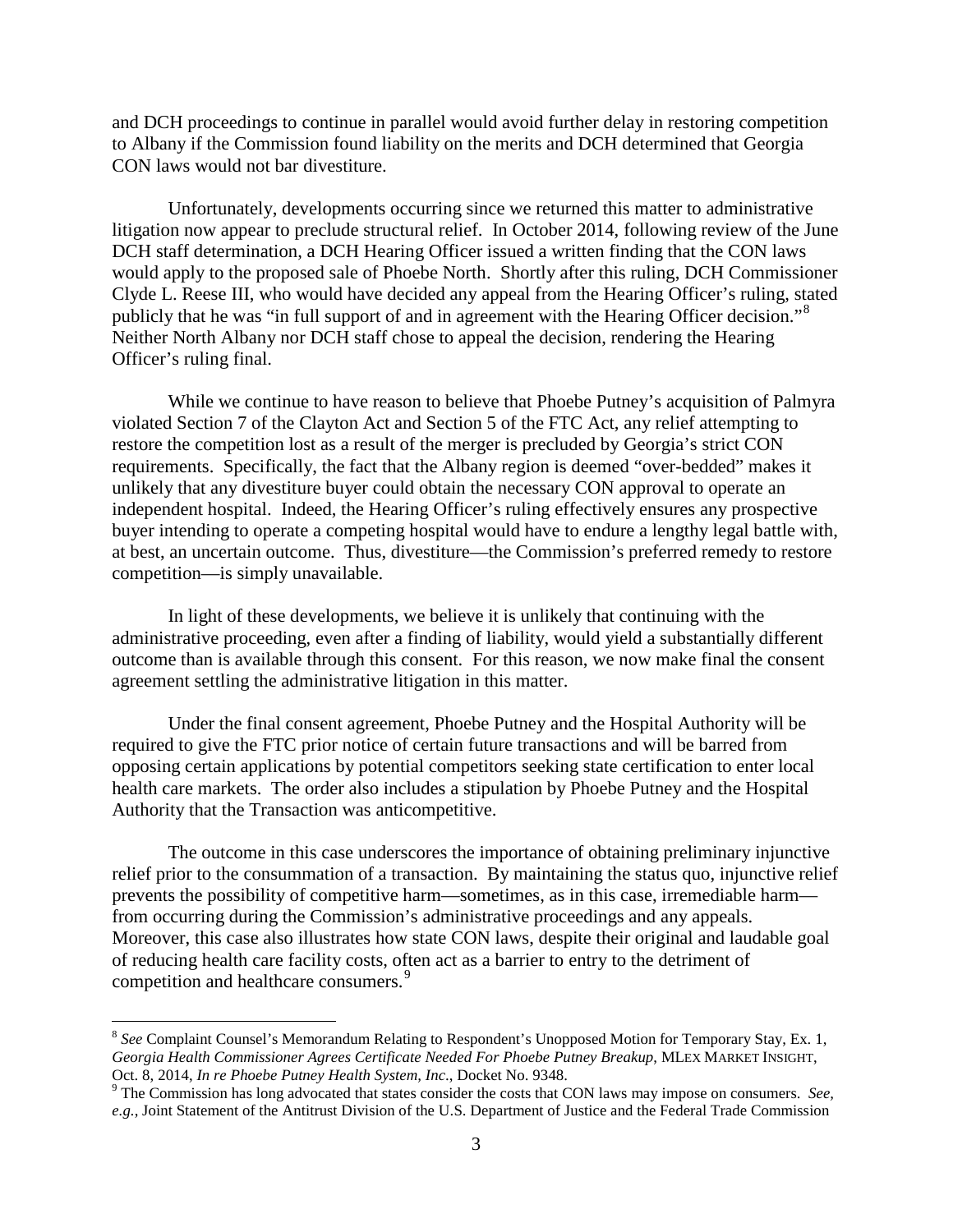and DCH proceedings to continue in parallel would avoid further delay in restoring competition to Albany if the Commission found liability on the merits and DCH determined that Georgia CON laws would not bar divestiture.

Unfortunately, developments occurring since we returned this matter to administrative litigation now appear to preclude structural relief. In October 2014, following review of the June DCH staff determination, a DCH Hearing Officer issued a written finding that the CON laws would apply to the proposed sale of Phoebe North. Shortly after this ruling, DCH Commissioner Clyde L. Reese III, who would have decided any appeal from the Hearing Officer's ruling, stated publicly that he was "in full support of and in agreement with the Hearing Officer decision."[8] Neither North Albany nor DCH staff chose to appeal the decision, rendering the Hearing Officer's ruling final.

While we continue to have reason to believe that Phoebe Putney's acquisition of Palmyra violated Section 7 of the Clayton Act and Section 5 of the FTC Act, any relief attempting to restore the competition lost as a result of the merger is precluded by Georgia's strict CON requirements. Specifically, the fact that the Albany region is deemed "over-bedded" makes it unlikely that any divestiture buyer could obtain the necessary CON approval to operate an independent hospital. Indeed, the Hearing Officer's ruling effectively ensures any prospective buyer intending to operate a competing hospital would have to endure a lengthy legal battle with, at best, an uncertain outcome. Thus, divestiture—the Commission's preferred remedy to restore competition—is simply unavailable.

In light of these developments, we believe it is unlikely that continuing with the administrative proceeding, even after a finding of liability, would yield a substantially different outcome than is available through this consent. For this reason, we now make final the consent agreement settling the administrative litigation in this matter.

Under the final consent agreement, Phoebe Putney and the Hospital Authority will be required to give the FTC prior notice of certain future transactions and will be barred from opposing certain applications by potential competitors seeking state certification to enter local health care markets. The order also includes a stipulation by Phoebe Putney and the Hospital Authority that the Transaction was anticompetitive.

The outcome in this case underscores the importance of obtaining preliminary injunctive relief prior to the consummation of a transaction. By maintaining the status quo, injunctive relief prevents the possibility of competitive harm—sometimes, as in this case, irremediable harm—from occurring during the Commission's administrative proceedings and any appeals. Moreover, this case also illustrates how state CON laws, despite their original and laudable goal of reducing health care facility costs, often act as a barrier to entry to the detriment of competition and healthcare consumers.[9]

---

[8] *See* Complaint Counsel's Memorandum Relating to Respondent's Unopposed Motion for Temporary Stay, Ex. 1, *Georgia Health Commissioner Agrees Certificate Needed For Phoebe Putney Breakup*, MLEX MARKET INSIGHT, Oct. 8, 2014, *In re Phoebe Putney Health System, Inc*., Docket No. 9348.

[9] The Commission has long advocated that states consider the costs that CON laws may impose on consumers. *See, e.g.*, Joint Statement of the Antitrust Division of the U.S. Department of Justice and the Federal Trade Commission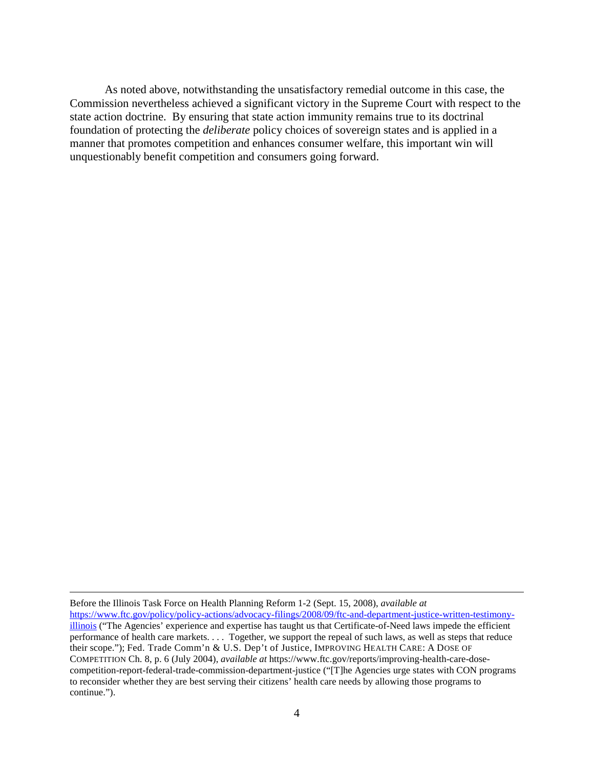As noted above, notwithstanding the unsatisfactory remedial outcome in this case, the Commission nevertheless achieved a significant victory in the Supreme Court with respect to the state action doctrine. By ensuring that state action immunity remains true to its doctrinal foundation of protecting the *deliberate* policy choices of sovereign states and is applied in a manner that promotes competition and enhances consumer welfare, this important win will unquestionably benefit competition and consumers going forward.

---

Before the Illinois Task Force on Health Planning Reform 1-2 (Sept. 15, 2008), *available at* [https://www.ftc.gov/policy/policy-actions/advocacy-filings/2008/09/ftc-and-department-justice-written-testimony-illinois](https://www.ftc.gov/policy/policy-actions/advocacy-filings/2008/09/ftc-and-department-justice-written-testimony-illinois) ("The Agencies' experience and expertise has taught us that Certificate-of-Need laws impede the efficient performance of health care markets. . . . Together, we support the repeal of such laws, as well as steps that reduce their scope."); Fed. Trade Comm'n & U.S. Dep't of Justice, IMPROVING HEALTH CARE: A DOSE OF COMPETITION Ch. 8, p. 6 (July 2004), *available at* https://www.ftc.gov/reports/improving-health-care-dose-competition-report-federal-trade-commission-department-justice ("[T]he Agencies urge states with CON programs to reconsider whether they are best serving their citizens' health care needs by allowing those programs to continue.").